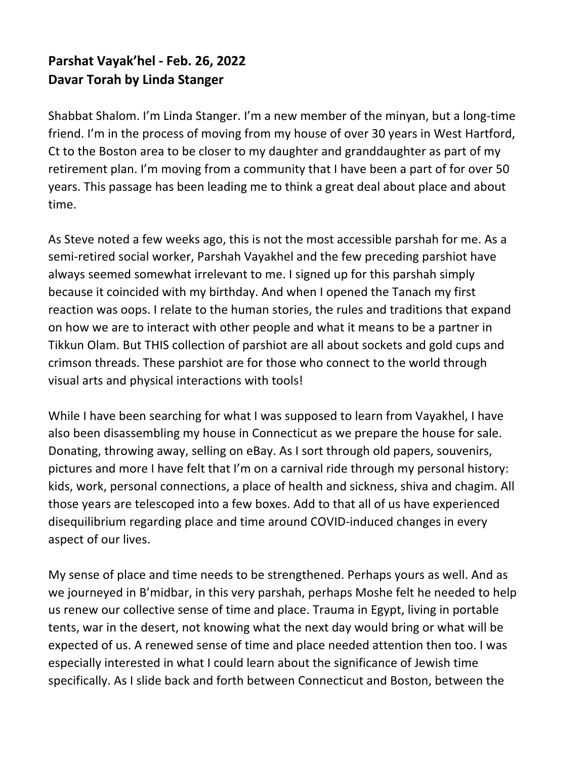**Parshat Vayak'hel - Feb. 26, 2022**
**Davar Torah by Linda Stanger**

Shabbat Shalom. I'm Linda Stanger. I'm a new member of the minyan, but a long-time friend. I'm in the process of moving from my house of over 30 years in West Hartford, Ct to the Boston area to be closer to my daughter and granddaughter as part of my retirement plan. I'm moving from a community that I have been a part of for over 50 years. This passage has been leading me to think a great deal about place and about time.

As Steve noted a few weeks ago, this is not the most accessible parshah for me. As a semi-retired social worker, Parshah Vayakhel and the few preceding parshiot have always seemed somewhat irrelevant to me. I signed up for this parshah simply because it coincided with my birthday. And when I opened the Tanach my first reaction was oops. I relate to the human stories, the rules and traditions that expand on how we are to interact with other people and what it means to be a partner in Tikkun Olam. But THIS collection of parshiot are all about sockets and gold cups and crimson threads. These parshiot are for those who connect to the world through visual arts and physical interactions with tools!

While I have been searching for what I was supposed to learn from Vayakhel, I have also been disassembling my house in Connecticut as we prepare the house for sale. Donating, throwing away, selling on eBay. As I sort through old papers, souvenirs, pictures and more I have felt that I'm on a carnival ride through my personal history: kids, work, personal connections, a place of health and sickness, shiva and chagim. All those years are telescoped into a few boxes. Add to that all of us have experienced disequilibrium regarding place and time around COVID-induced changes in every aspect of our lives.

My sense of place and time needs to be strengthened. Perhaps yours as well. And as we journeyed in B'midbar, in this very parshah, perhaps Moshe felt he needed to help us renew our collective sense of time and place. Trauma in Egypt, living in portable tents, war in the desert, not knowing what the next day would bring or what will be expected of us. A renewed sense of time and place needed attention then too. I was especially interested in what I could learn about the significance of Jewish time specifically. As I slide back and forth between Connecticut and Boston, between the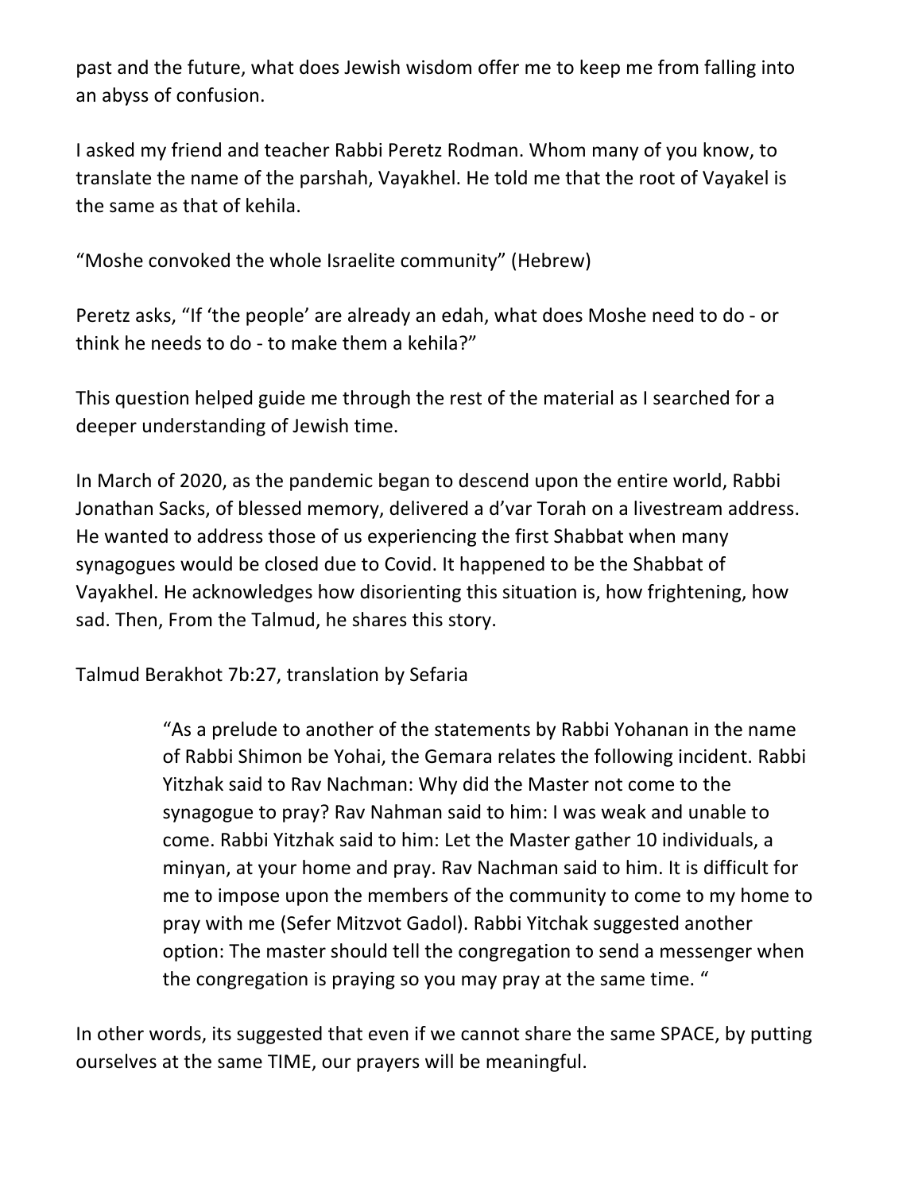past and the future, what does Jewish wisdom offer me to keep me from falling into an abyss of confusion.

I asked my friend and teacher Rabbi Peretz Rodman. Whom many of you know, to translate the name of the parshah, Vayakhel. He told me that the root of Vayakel is the same as that of kehila.

“Moshe convoked the whole Israelite community” (Hebrew)

Peretz asks, “If ‘the people’ are already an edah, what does Moshe need to do - or think he needs to do - to make them a kehila?”

This question helped guide me through the rest of the material as I searched for a deeper understanding of Jewish time.

In March of 2020, as the pandemic began to descend upon the entire world, Rabbi Jonathan Sacks, of blessed memory, delivered a d’var Torah on a livestream address. He wanted to address those of us experiencing the first Shabbat when many synagogues would be closed due to Covid. It happened to be the Shabbat of Vayakhel. He acknowledges how disorienting this situation is, how frightening, how sad. Then, From the Talmud, he shares this story.

Talmud Berakhot 7b:27, translation by Sefaria

> “As a prelude to another of the statements by Rabbi Yohanan in the name of Rabbi Shimon be Yohai, the Gemara relates the following incident. Rabbi Yitzhak said to Rav Nachman: Why did the Master not come to the synagogue to pray? Rav Nahman said to him: I was weak and unable to come. Rabbi Yitzhak said to him: Let the Master gather 10 individuals, a minyan, at your home and pray. Rav Nachman said to him. It is difficult for me to impose upon the members of the community to come to my home to pray with me (Sefer Mitzvot Gadol). Rabbi Yitchak suggested another option: The master should tell the congregation to send a messenger when the congregation is praying so you may pray at the same time. “

In other words, its suggested that even if we cannot share the same SPACE, by putting ourselves at the same TIME, our prayers will be meaningful.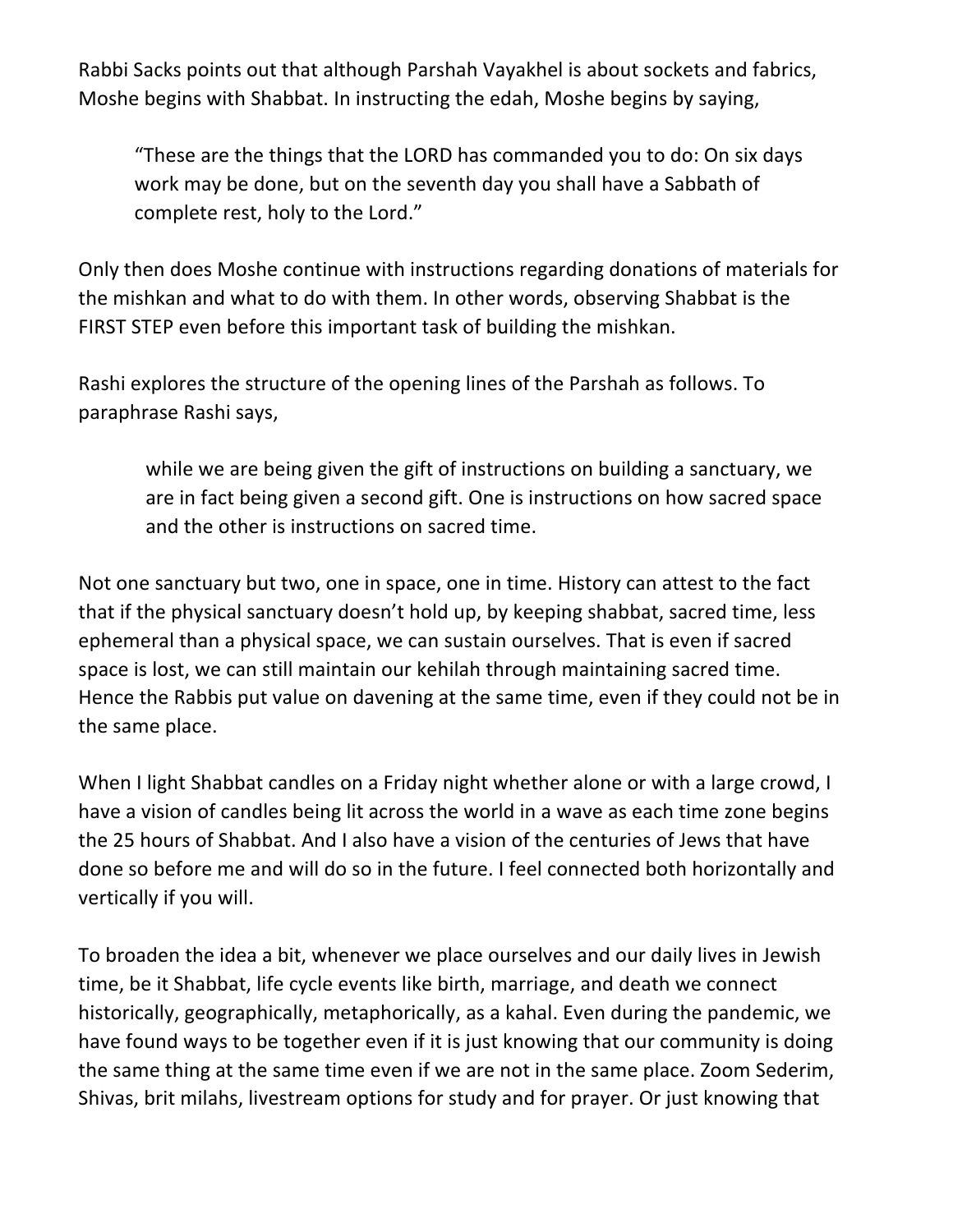Rabbi Sacks points out that although Parshah Vayakhel is about sockets and fabrics, Moshe begins with Shabbat. In instructing the edah, Moshe begins by saying,

> "These are the things that the LORD has commanded you to do: On six days work may be done, but on the seventh day you shall have a Sabbath of complete rest, holy to the Lord."

Only then does Moshe continue with instructions regarding donations of materials for the mishkan and what to do with them. In other words, observing Shabbat is the FIRST STEP even before this important task of building the mishkan.

Rashi explores the structure of the opening lines of the Parshah as follows. To paraphrase Rashi says,

> while we are being given the gift of instructions on building a sanctuary, we are in fact being given a second gift. One is instructions on how sacred space and the other is instructions on sacred time.

Not one sanctuary but two, one in space, one in time. History can attest to the fact that if the physical sanctuary doesn't hold up, by keeping shabbat, sacred time, less ephemeral than a physical space, we can sustain ourselves. That is even if sacred space is lost, we can still maintain our kehilah through maintaining sacred time. Hence the Rabbis put value on davening at the same time, even if they could not be in the same place.

When I light Shabbat candles on a Friday night whether alone or with a large crowd, I have a vision of candles being lit across the world in a wave as each time zone begins the 25 hours of Shabbat. And I also have a vision of the centuries of Jews that have done so before me and will do so in the future. I feel connected both horizontally and vertically if you will.

To broaden the idea a bit, whenever we place ourselves and our daily lives in Jewish time, be it Shabbat, life cycle events like birth, marriage, and death we connect historically, geographically, metaphorically, as a kahal. Even during the pandemic, we have found ways to be together even if it is just knowing that our community is doing the same thing at the same time even if we are not in the same place. Zoom Sederim, Shivas, brit milahs, livestream options for study and for prayer. Or just knowing that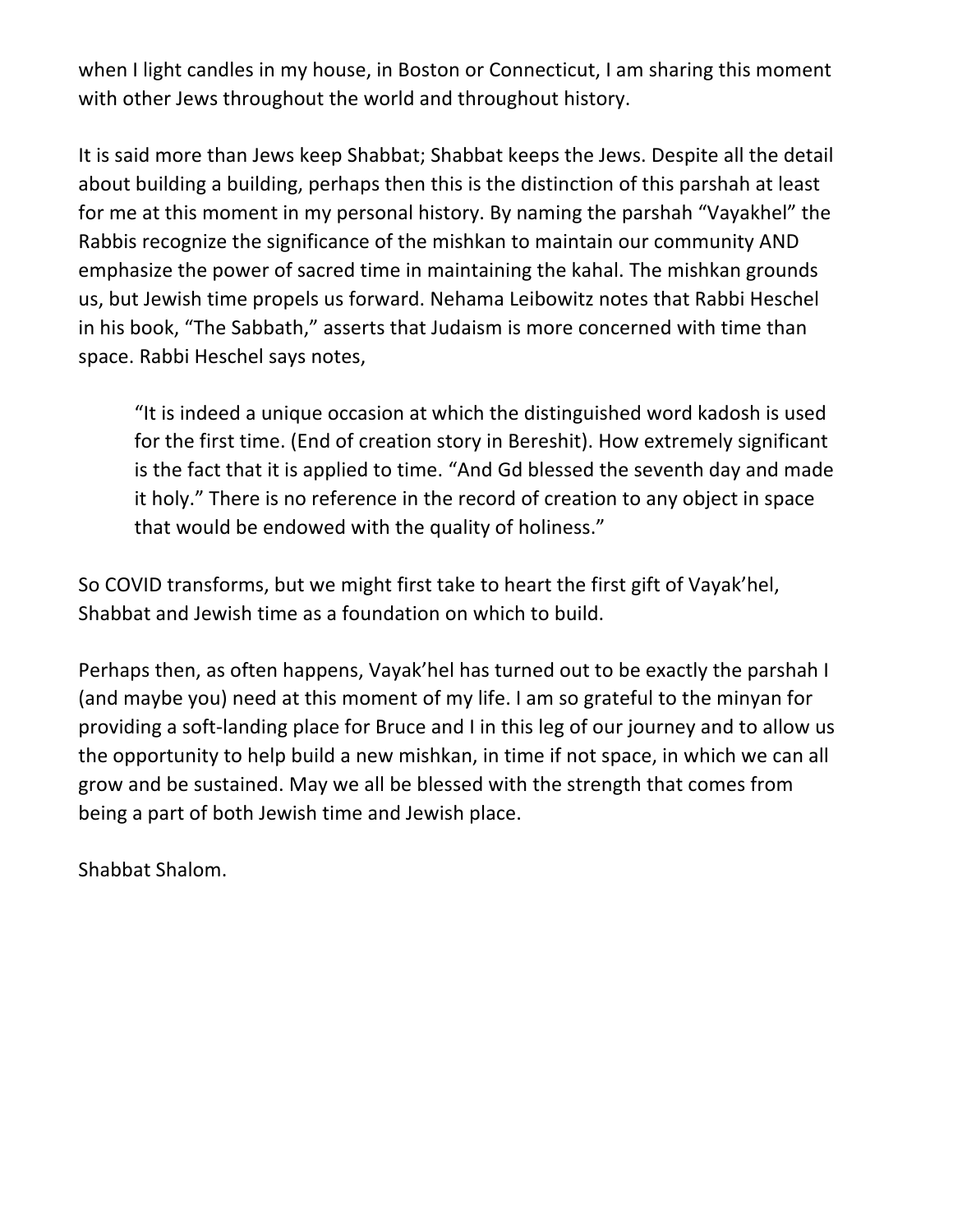when I light candles in my house, in Boston or Connecticut, I am sharing this moment with other Jews throughout the world and throughout history.

It is said more than Jews keep Shabbat; Shabbat keeps the Jews. Despite all the detail about building a building, perhaps then this is the distinction of this parshah at least for me at this moment in my personal history. By naming the parshah "Vayakhel" the Rabbis recognize the significance of the mishkan to maintain our community AND emphasize the power of sacred time in maintaining the kahal. The mishkan grounds us, but Jewish time propels us forward. Nehama Leibowitz notes that Rabbi Heschel in his book, "The Sabbath," asserts that Judaism is more concerned with time than space. Rabbi Heschel says notes,

> "It is indeed a unique occasion at which the distinguished word kadosh is used for the first time. (End of creation story in Bereshit). How extremely significant is the fact that it is applied to time. "And Gd blessed the seventh day and made it holy." There is no reference in the record of creation to any object in space that would be endowed with the quality of holiness."

So COVID transforms, but we might first take to heart the first gift of Vayak'hel, Shabbat and Jewish time as a foundation on which to build.

Perhaps then, as often happens, Vayak'hel has turned out to be exactly the parshah I (and maybe you) need at this moment of my life. I am so grateful to the minyan for providing a soft-landing place for Bruce and I in this leg of our journey and to allow us the opportunity to help build a new mishkan, in time if not space, in which we can all grow and be sustained. May we all be blessed with the strength that comes from being a part of both Jewish time and Jewish place.

Shabbat Shalom.